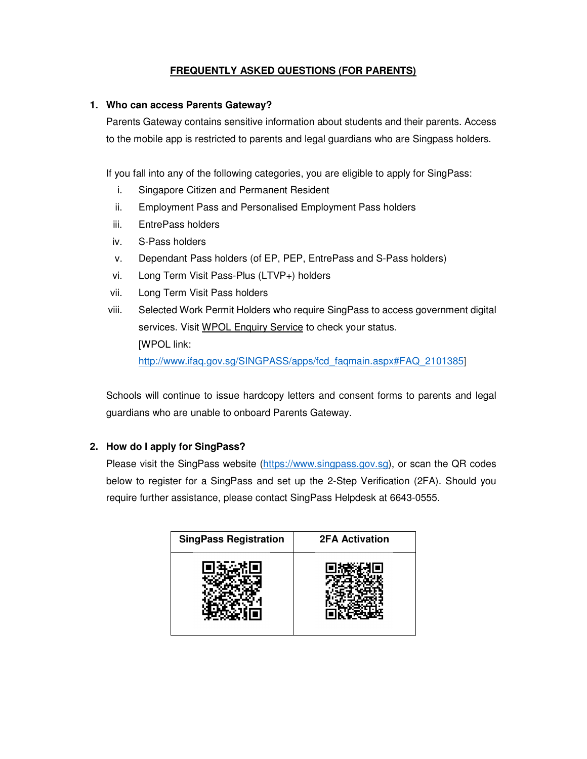# FREQUENTLY ASKED QUESTIONS (FOR PARENTS)

**1. Who can access Parents Gateway?**

Parents Gateway contains sensitive information about students and their parents. Access to the mobile app is restricted to parents and legal guardians who are Singpass holders.

If you fall into any of the following categories, you are eligible to apply for SingPass:

i. Singapore Citizen and Permanent Resident
ii. Employment Pass and Personalised Employment Pass holders
iii. EntrePass holders
iv. S-Pass holders
v. Dependant Pass holders (of EP, PEP, EntrePass and S-Pass holders)
vi. Long Term Visit Pass-Plus (LTVP+) holders
vii. Long Term Visit Pass holders
viii. Selected Work Permit Holders who require SingPass to access government digital services. Visit WPOL Enquiry Service to check your status.
[WPOL link: http://www.ifaq.gov.sg/SINGPASS/apps/fcd_faqmain.aspx#FAQ_2101385]

Schools will continue to issue hardcopy letters and consent forms to parents and legal guardians who are unable to onboard Parents Gateway.

**2. How do I apply for SingPass?**

Please visit the SingPass website (https://www.singpass.gov.sg), or scan the QR codes below to register for a SingPass and set up the 2-Step Verification (2FA). Should you require further assistance, please contact SingPass Helpdesk at 6643-0555.

| SingPass Registration | 2FA Activation |
| --- | --- |
| | |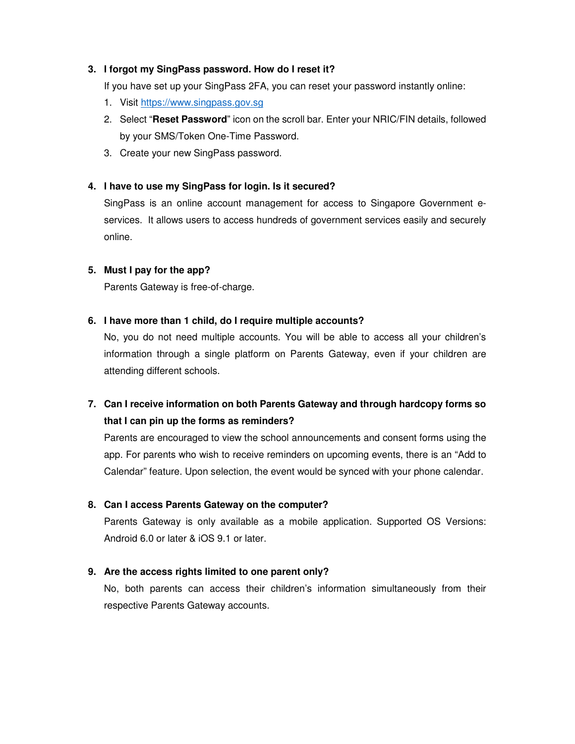3. **I forgot my SingPass password. How do I reset it?**

   If you have set up your SingPass 2FA, you can reset your password instantly online:

   1. Visit [https://www.singpass.gov.sg](https://www.singpass.gov.sg)
   2. Select "**Reset Password**" icon on the scroll bar. Enter your NRIC/FIN details, followed by your SMS/Token One-Time Password.
   3. Create your new SingPass password.

4. **I have to use my SingPass for login. Is it secured?**

   SingPass is an online account management for access to Singapore Government e-services. It allows users to access hundreds of government services easily and securely online.

5. **Must I pay for the app?**

   Parents Gateway is free-of-charge.

6. **I have more than 1 child, do I require multiple accounts?**

   No, you do not need multiple accounts. You will be able to access all your children's information through a single platform on Parents Gateway, even if your children are attending different schools.

7. **Can I receive information on both Parents Gateway and through hardcopy forms so that I can pin up the forms as reminders?**

   Parents are encouraged to view the school announcements and consent forms using the app. For parents who wish to receive reminders on upcoming events, there is an "Add to Calendar" feature. Upon selection, the event would be synced with your phone calendar.

8. **Can I access Parents Gateway on the computer?**

   Parents Gateway is only available as a mobile application. Supported OS Versions: Android 6.0 or later & iOS 9.1 or later.

9. **Are the access rights limited to one parent only?**

   No, both parents can access their children's information simultaneously from their respective Parents Gateway accounts.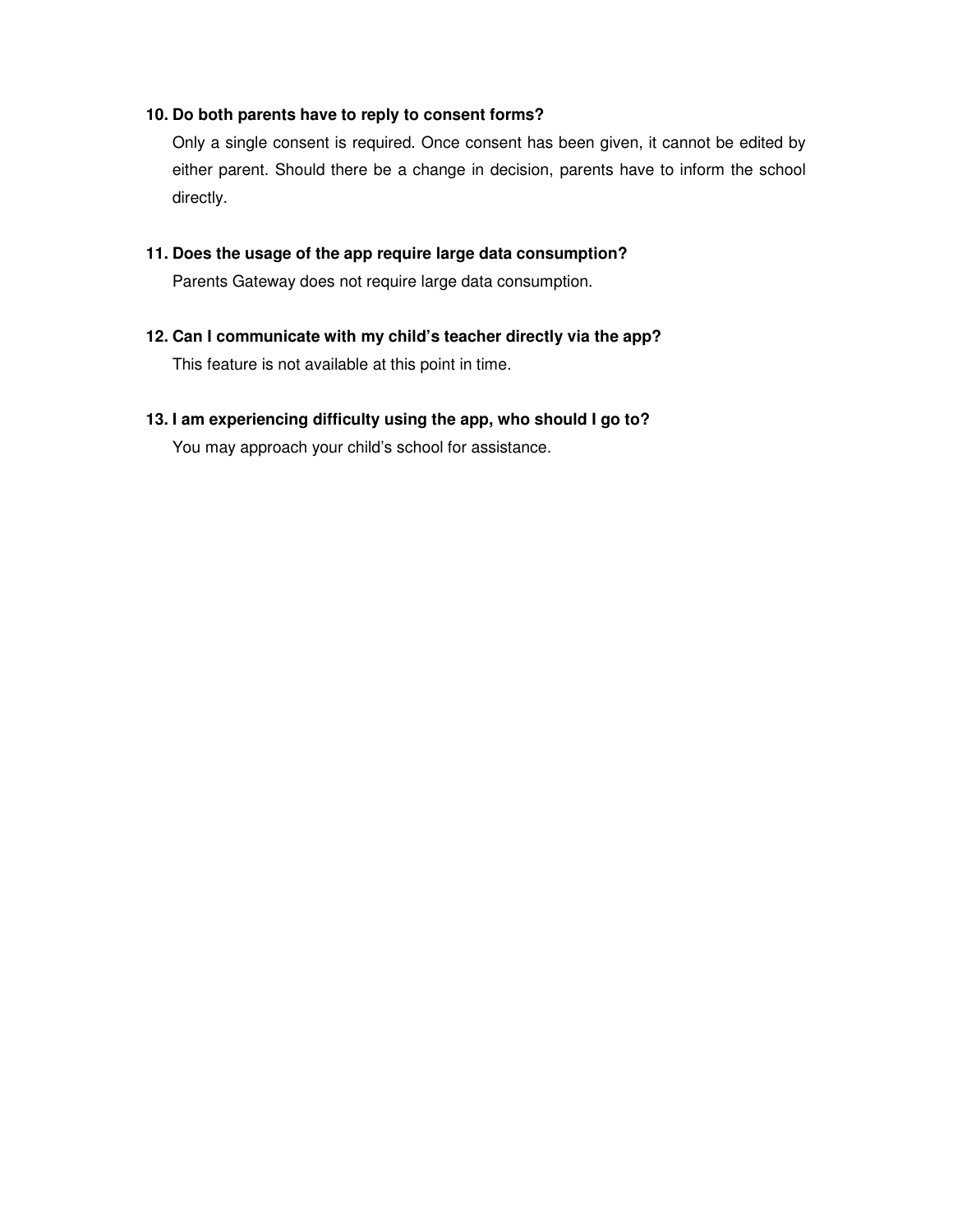10. **Do both parents have to reply to consent forms?**

    Only a single consent is required. Once consent has been given, it cannot be edited by either parent. Should there be a change in decision, parents have to inform the school directly.

11. **Does the usage of the app require large data consumption?**

    Parents Gateway does not require large data consumption.

12. **Can I communicate with my child's teacher directly via the app?**

    This feature is not available at this point in time.

13. **I am experiencing difficulty using the app, who should I go to?**

    You may approach your child's school for assistance.